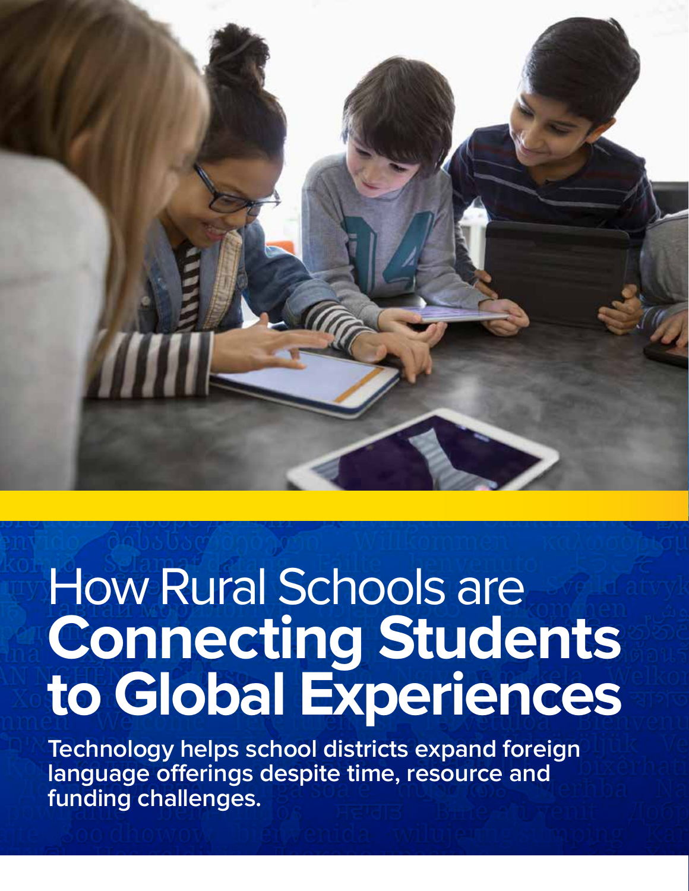# How Rural Schools are **Connecting Students to Global Experiences**

**Technology helps school districts expand foreign language offerings despite time, resource and funding challenges.**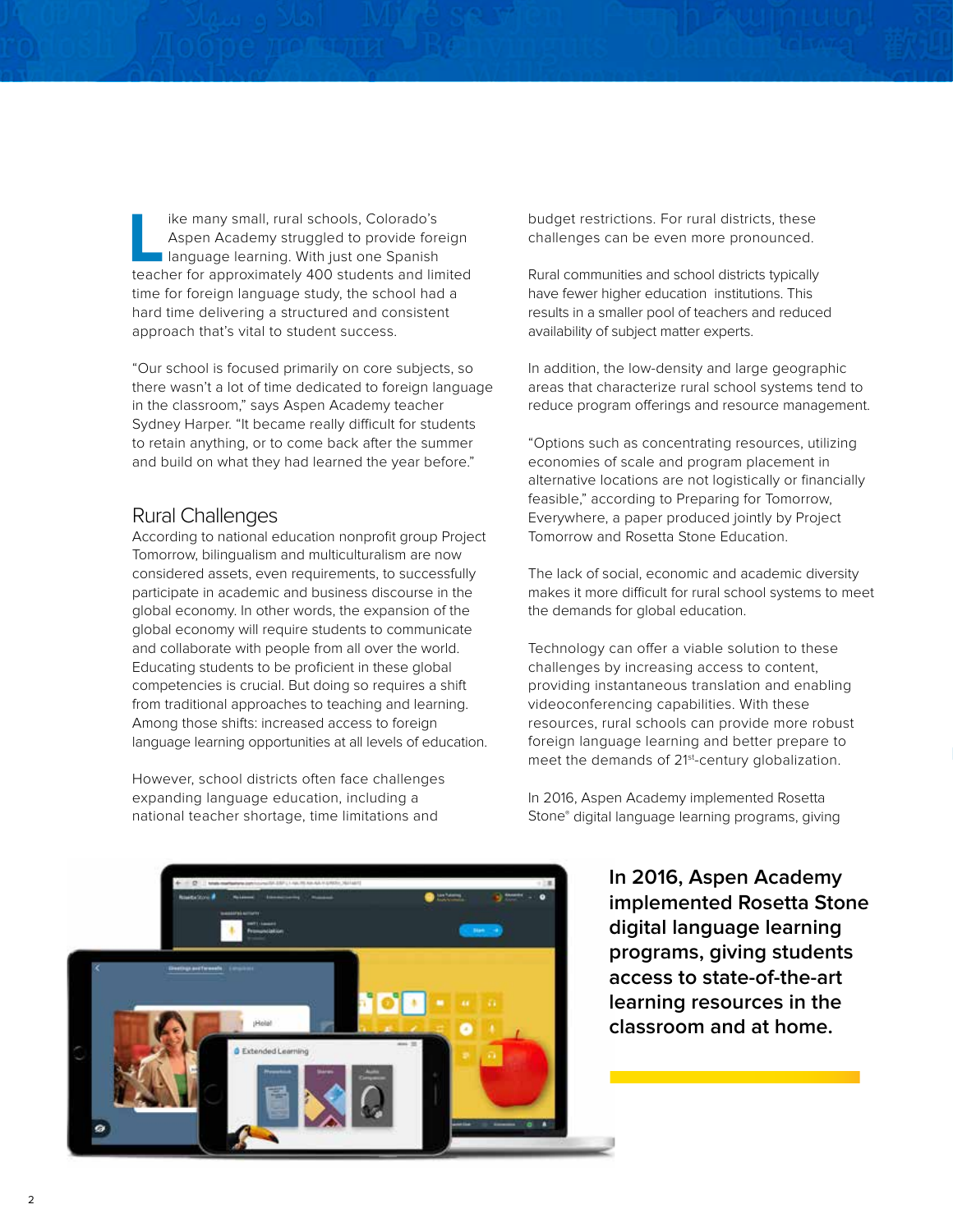Like many small, rural schools, Colorado's Aspen Academy struggled to provide foreign language learning. With just one Spanish teacher for approximately 400 students and limited time for foreign language study, the school had a hard time delivering a structured and consistent approach that's vital to student success.

"Our school is focused primarily on core subjects, so there wasn't a lot of time dedicated to foreign language in the classroom," says Aspen Academy teacher Sydney Harper. "It became really difficult for students to retain anything, or to come back after the summer and build on what they had learned the year before."

## Rural Challenges

According to national education nonprofit group Project Tomorrow, bilingualism and multiculturalism are now considered assets, even requirements, to successfully participate in academic and business discourse in the global economy. In other words, the expansion of the global economy will require students to communicate and collaborate with people from all over the world. Educating students to be proficient in these global competencies is crucial. But doing so requires a shift from traditional approaches to teaching and learning. Among those shifts: increased access to foreign language learning opportunities at all levels of education.

However, school districts often face challenges expanding language education, including a national teacher shortage, time limitations and budget restrictions. For rural districts, these challenges can be even more pronounced.

Rural communities and school districts typically have fewer higher education institutions. This results in a smaller pool of teachers and reduced availability of subject matter experts.

In addition, the low-density and large geographic areas that characterize rural school systems tend to reduce program offerings and resource management.

"Options such as concentrating resources, utilizing economies of scale and program placement in alternative locations are not logistically or financially feasible," according to Preparing for Tomorrow, Everywhere, a paper produced jointly by Project Tomorrow and Rosetta Stone Education.

The lack of social, economic and academic diversity makes it more difficult for rural school systems to meet the demands for global education.

Technology can offer a viable solution to these challenges by increasing access to content, providing instantaneous translation and enabling videoconferencing capabilities. With these resources, rural schools can provide more robust foreign language learning and better prepare to meet the demands of 21st-century globalization.

In 2016, Aspen Academy implemented Rosetta Stone® digital language learning programs, giving

**In 2016, Aspen Academy implemented Rosetta Stone digital language learning programs, giving students access to state-of-the-art learning resources in the classroom and at home.**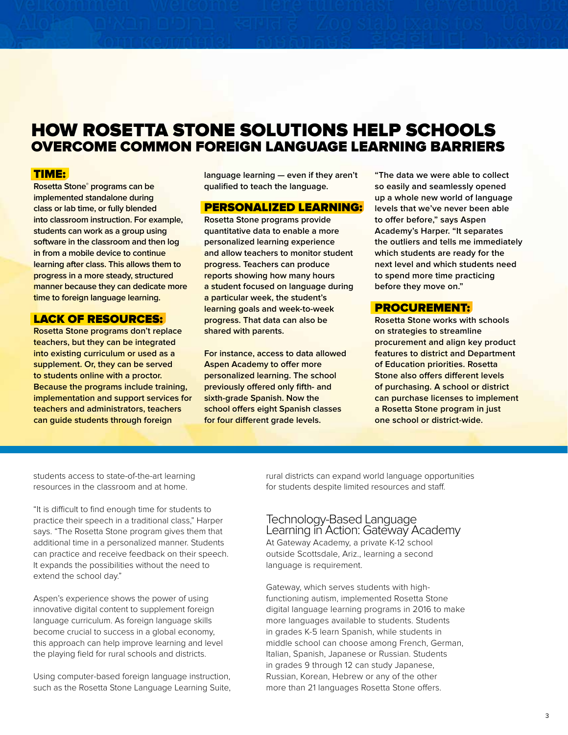# HOW ROSETTA STONE SOLUTIONS HELP SCHOOLS
## OVERCOME COMMON FOREIGN LANGUAGE LEARNING BARRIERS

### TIME:

Rosetta Stone® programs can be implemented standalone during class or lab time, or fully blended into classroom instruction. For example, students can work as a group using software in the classroom and then log in from a mobile device to continue learning after class. This allows them to progress in a more steady, structured manner because they can dedicate more time to foreign language learning.

### LACK OF RESOURCES:

Rosetta Stone programs don't replace teachers, but they can be integrated into existing curriculum or used as a supplement. Or, they can be served to students online with a proctor. Because the programs include training, implementation and support services for teachers and administrators, teachers can guide students through foreign language learning — even if they aren't qualified to teach the language.

### PERSONALIZED LEARNING:

Rosetta Stone programs provide quantitative data to enable a more personalized learning experience and allow teachers to monitor student progress. Teachers can produce reports showing how many hours a student focused on language during a particular week, the student's learning goals and week-to-week progress. That data can also be shared with parents.

For instance, access to data allowed Aspen Academy to offer more personalized learning. The school previously offered only fifth- and sixth-grade Spanish. Now the school offers eight Spanish classes for four different grade levels.

"The data we were able to collect so easily and seamlessly opened up a whole new world of language levels that we've never been able to offer before," says Aspen Academy's Harper. "It separates the outliers and tells me immediately which students are ready for the next level and which students need to spend more time practicing before they move on."

### PROCUREMENT:

Rosetta Stone works with schools on strategies to streamline procurement and align key product features to district and Department of Education priorities. Rosetta Stone also offers different levels of purchasing. A school or district can purchase licenses to implement a Rosetta Stone program in just one school or district-wide.

students access to state-of-the-art learning resources in the classroom and at home.

"It is difficult to find enough time for students to practice their speech in a traditional class," Harper says. "The Rosetta Stone program gives them that additional time in a personalized manner. Students can practice and receive feedback on their speech. It expands the possibilities without the need to extend the school day."

Aspen's experience shows the power of using innovative digital content to supplement foreign language curriculum. As foreign language skills become crucial to success in a global economy, this approach can help improve learning and level the playing field for rural schools and districts.

Using computer-based foreign language instruction, such as the Rosetta Stone Language Learning Suite, rural districts can expand world language opportunities for students despite limited resources and staff.

## Technology-Based Language Learning in Action: Gateway Academy

At Gateway Academy, a private K-12 school outside Scottsdale, Ariz., learning a second language is requirement.

Gateway, which serves students with high-functioning autism, implemented Rosetta Stone digital language learning programs in 2016 to make more languages available to students. Students in grades K-5 learn Spanish, while students in middle school can choose among French, German, Italian, Spanish, Japanese or Russian. Students in grades 9 through 12 can study Japanese, Russian, Korean, Hebrew or any of the other more than 21 languages Rosetta Stone offers.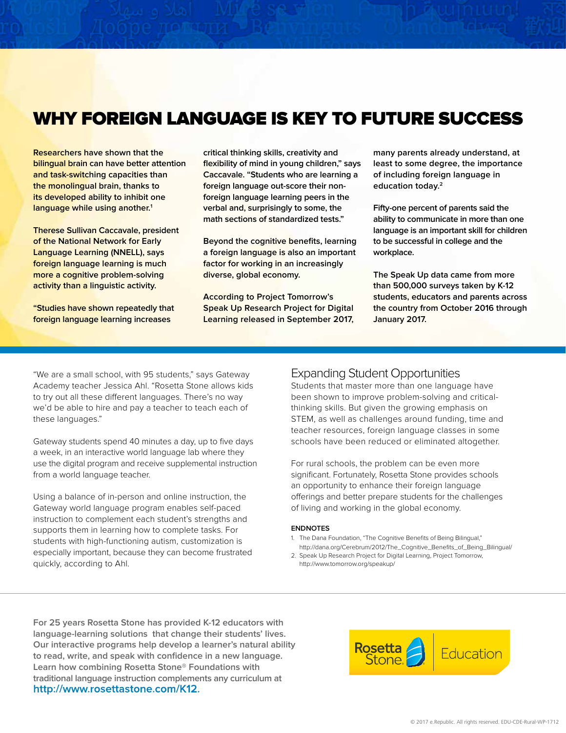# WHY FOREIGN LANGUAGE IS KEY TO FUTURE SUCCESS

**Researchers have shown that the bilingual brain can have better attention and task-switching capacities than the monolingual brain, thanks to its developed ability to inhibit one language while using another.[1]**

**Therese Sullivan Caccavale, president of the National Network for Early Language Learning (NNELL), says foreign language learning is much more a cognitive problem-solving activity than a linguistic activity.**

**"Studies have shown repeatedly that foreign language learning increases critical thinking skills, creativity and flexibility of mind in young children," says Caccavale. "Students who are learning a foreign language out-score their non-foreign language learning peers in the verbal and, surprisingly to some, the math sections of standardized tests."**

**Beyond the cognitive benefits, learning a foreign language is also an important factor for working in an increasingly diverse, global economy.**

**According to Project Tomorrow's Speak Up Research Project for Digital Learning released in September 2017, many parents already understand, at least to some degree, the importance of including foreign language in education today.[2]**

**Fifty-one percent of parents said the ability to communicate in more than one language is an important skill for children to be successful in college and the workplace.**

**The Speak Up data came from more than 500,000 surveys taken by K-12 students, educators and parents across the country from October 2016 through January 2017.**

"We are a small school, with 95 students," says Gateway Academy teacher Jessica Ahl. "Rosetta Stone allows kids to try out all these different languages. There's no way we'd be able to hire and pay a teacher to teach each of these languages."

Gateway students spend 40 minutes a day, up to five days a week, in an interactive world language lab where they use the digital program and receive supplemental instruction from a world language teacher.

Using a balance of in-person and online instruction, the Gateway world language program enables self-paced instruction to complement each student's strengths and supports them in learning how to complete tasks. For students with high-functioning autism, customization is especially important, because they can become frustrated quickly, according to Ahl.

## Expanding Student Opportunities

Students that master more than one language have been shown to improve problem-solving and critical-thinking skills. But given the growing emphasis on STEM, as well as challenges around funding, time and teacher resources, foreign language classes in some schools have been reduced or eliminated altogether.

For rural schools, the problem can be even more significant. Fortunately, Rosetta Stone provides schools an opportunity to enhance their foreign language offerings and better prepare students for the challenges of living and working in the global economy.

### ENDNOTES

1. The Dana Foundation, "The Cognitive Benefits of Being Bilingual," http://dana.org/Cerebrum/2012/The_Cognitive_Benefits_of_Being_Bilingual/
2. Speak Up Research Project for Digital Learning, Project Tomorrow, http://www.tomorrow.org/speakup/

**For 25 years Rosetta Stone has provided K-12 educators with language-learning solutions that change their students' lives. Our interactive programs help develop a learner's natural ability to read, write, and speak with confidence in a new language. Learn how combining Rosetta Stone® Foundations with traditional language instruction complements any curriculum at http://www.rosettastone.com/K12.**

Rosetta Stone® Education

© 2017 e.Republic. All rights reserved. EDU-CDE-Rural-WP-1712